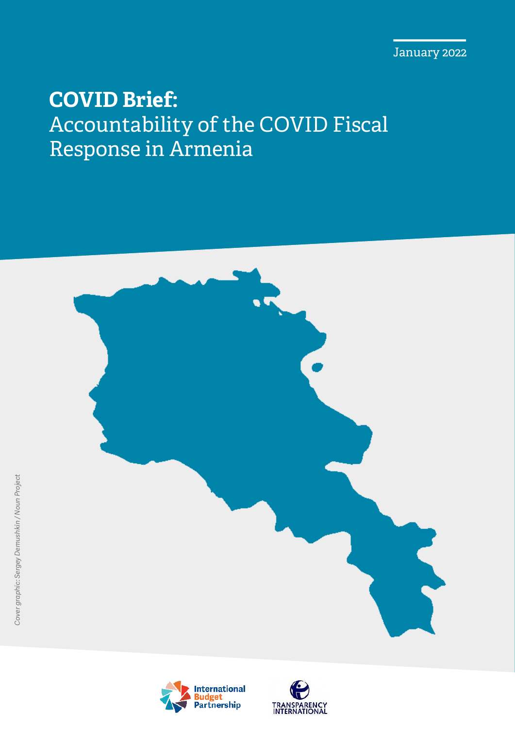January 2022

# **COVID Brief:** Accountability of the COVID Fiscal Response in Armenia

*Cover graphic: Sergey Demushkin / Noun Project*

International Budget Partnership

TRANSPARENCY INTERNATIONAL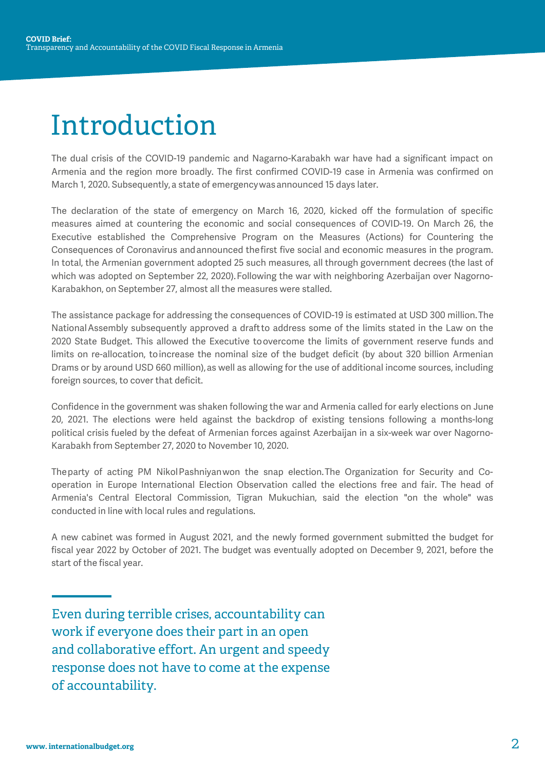# Introduction

The dual crisis of the COVID-19 pandemic and Nagarno-Karabakh war have had a significant impact on Armenia and the region more broadly. The first confirmed COVID-19 case in Armenia was confirmed on March 1, 2020. Subsequently, a state of emergency was announced 15 days later.

The declaration of the state of emergency on March 16, 2020, kicked off the formulation of specific measures aimed at countering the economic and social consequences of COVID-19. On March 26, the Executive established the Comprehensive Program on the Measures (Actions) for Countering the Consequences of Coronavirus and announced the first five social and economic measures in the program. In total, the Armenian government adopted 25 such measures, all through government decrees (the last of which was adopted on September 22, 2020). Following the war with neighboring Azerbaijan over Nagorno-Karabakhon, on September 27, almost all the measures were stalled.

The assistance package for addressing the consequences of COVID-19 is estimated at USD 300 million. The National Assembly subsequently approved a draft to address some of the limits stated in the Law on the 2020 State Budget. This allowed the Executive to overcome the limits of government reserve funds and limits on re-allocation, to increase the nominal size of the budget deficit (by about 320 billion Armenian Drams or by around USD 660 million), as well as allowing for the use of additional income sources, including foreign sources, to cover that deficit.

Confidence in the government was shaken following the war and Armenia called for early elections on June 20, 2021. The elections were held against the backdrop of existing tensions following a months-long political crisis fueled by the defeat of Armenian forces against Azerbaijan in a six-week war over Nagorno-Karabakh from September 27, 2020 to November 10, 2020.

The party of acting PM Nikol Pashniyan won the snap election. The Organization for Security and Co-operation in Europe International Election Observation called the elections free and fair. The head of Armenia's Central Electoral Commission, Tigran Mukuchian, said the election "on the whole" was conducted in line with local rules and regulations.

A new cabinet was formed in August 2021, and the newly formed government submitted the budget for fiscal year 2022 by October of 2021. The budget was eventually adopted on December 9, 2021, before the start of the fiscal year.

> Even during terrible crises, accountability can work if everyone does their part in an open and collaborative effort. An urgent and speedy response does not have to come at the expense of accountability.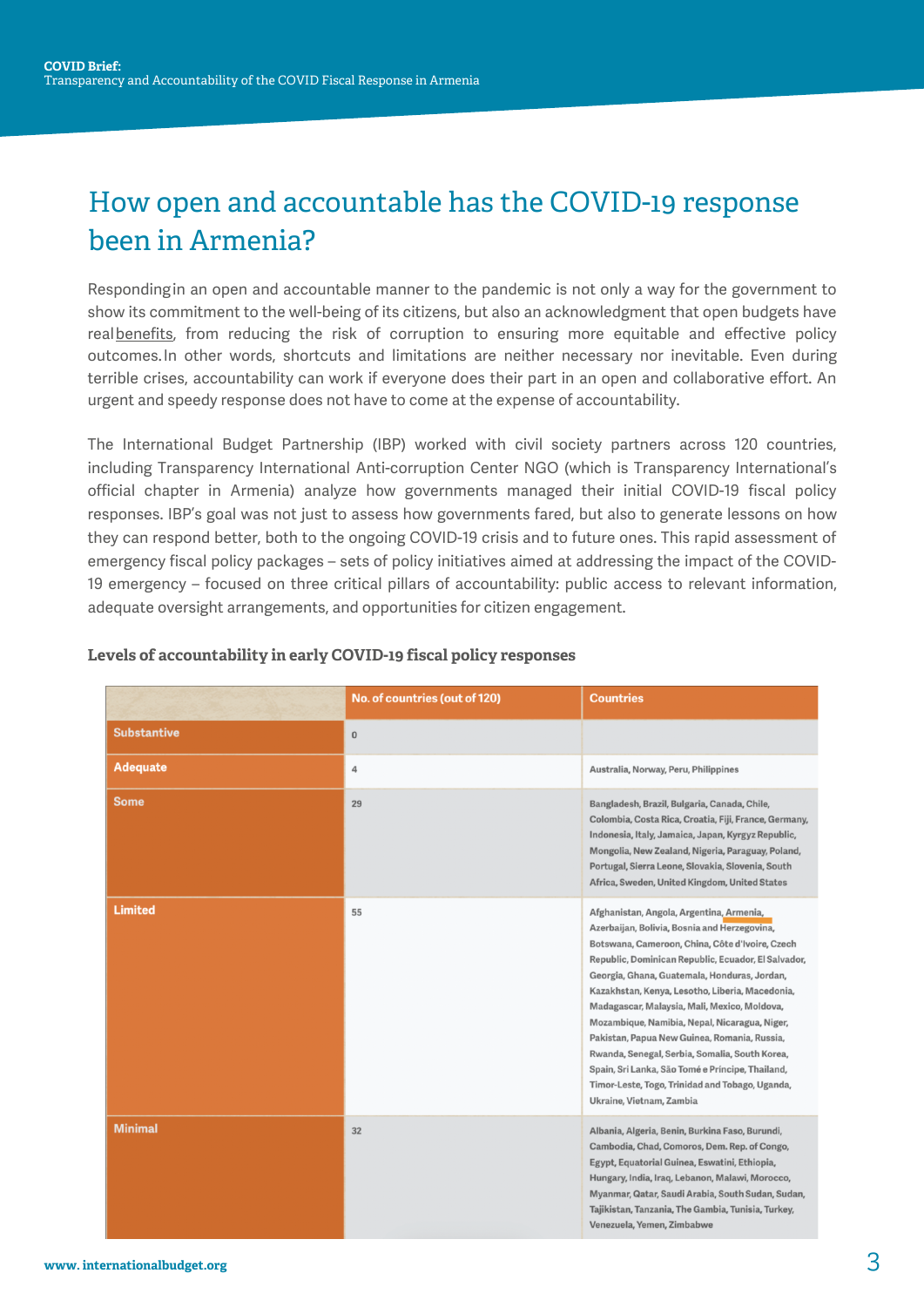# How open and accountable has the COVID-19 response been in Armenia?

Responding in an open and accountable manner to the pandemic is not only a way for the government to show its commitment to the well-being of its citizens, but also an acknowledgment that open budgets have real benefits, from reducing the risk of corruption to ensuring more equitable and effective policy outcomes. In other words, shortcuts and limitations are neither necessary nor inevitable. Even during terrible crises, accountability can work if everyone does their part in an open and collaborative effort. An urgent and speedy response does not have to come at the expense of accountability.

The International Budget Partnership (IBP) worked with civil society partners across 120 countries, including Transparency International Anti-corruption Center NGO (which is Transparency International's official chapter in Armenia) analyze how governments managed their initial COVID-19 fiscal policy responses. IBP's goal was not just to assess how governments fared, but also to generate lessons on how they can respond better, both to the ongoing COVID-19 crisis and to future ones. This rapid assessment of emergency fiscal policy packages – sets of policy initiatives aimed at addressing the impact of the COVID-19 emergency – focused on three critical pillars of accountability: public access to relevant information, adequate oversight arrangements, and opportunities for citizen engagement.

**Levels of accountability in early COVID-19 fiscal policy responses**

| | No. of countries (out of 120) | Countries |
|---|---|---|
| Substantive | 0 | |
| Adequate | 4 | Australia, Norway, Peru, Philippines |
| Some | 29 | Bangladesh, Brazil, Bulgaria, Canada, Chile, Colombia, Costa Rica, Croatia, Fiji, France, Germany, Indonesia, Italy, Jamaica, Japan, Kyrgyz Republic, Mongolia, New Zealand, Nigeria, Paraguay, Poland, Portugal, Sierra Leone, Slovakia, Slovenia, South Africa, Sweden, United Kingdom, United States |
| Limited | 55 | Afghanistan, Angola, Argentina, Armenia, Azerbaijan, Bolivia, Bosnia and Herzegovina, Botswana, Cameroon, China, Côte d'Ivoire, Czech Republic, Dominican Republic, Ecuador, El Salvador, Georgia, Ghana, Guatemala, Honduras, Jordan, Kazakhstan, Kenya, Lesotho, Liberia, Macedonia, Madagascar, Malaysia, Mali, Mexico, Moldova, Mozambique, Namibia, Nepal, Nicaragua, Niger, Pakistan, Papua New Guinea, Romania, Russia, Rwanda, Senegal, Serbia, Somalia, South Korea, Spain, Sri Lanka, São Tomé e Principe, Thailand, Timor-Leste, Togo, Trinidad and Tobago, Uganda, Ukraine, Vietnam, Zambia |
| Minimal | 32 | Albania, Algeria, Benin, Burkina Faso, Burundi, Cambodia, Chad, Comoros, Dem. Rep. of Congo, Egypt, Equatorial Guinea, Eswatini, Ethiopia, Hungary, India, Iraq, Lebanon, Malawi, Morocco, Myanmar, Qatar, Saudi Arabia, South Sudan, Sudan, Tajikistan, Tanzania, The Gambia, Tunisia, Turkey, Venezuela, Yemen, Zimbabwe |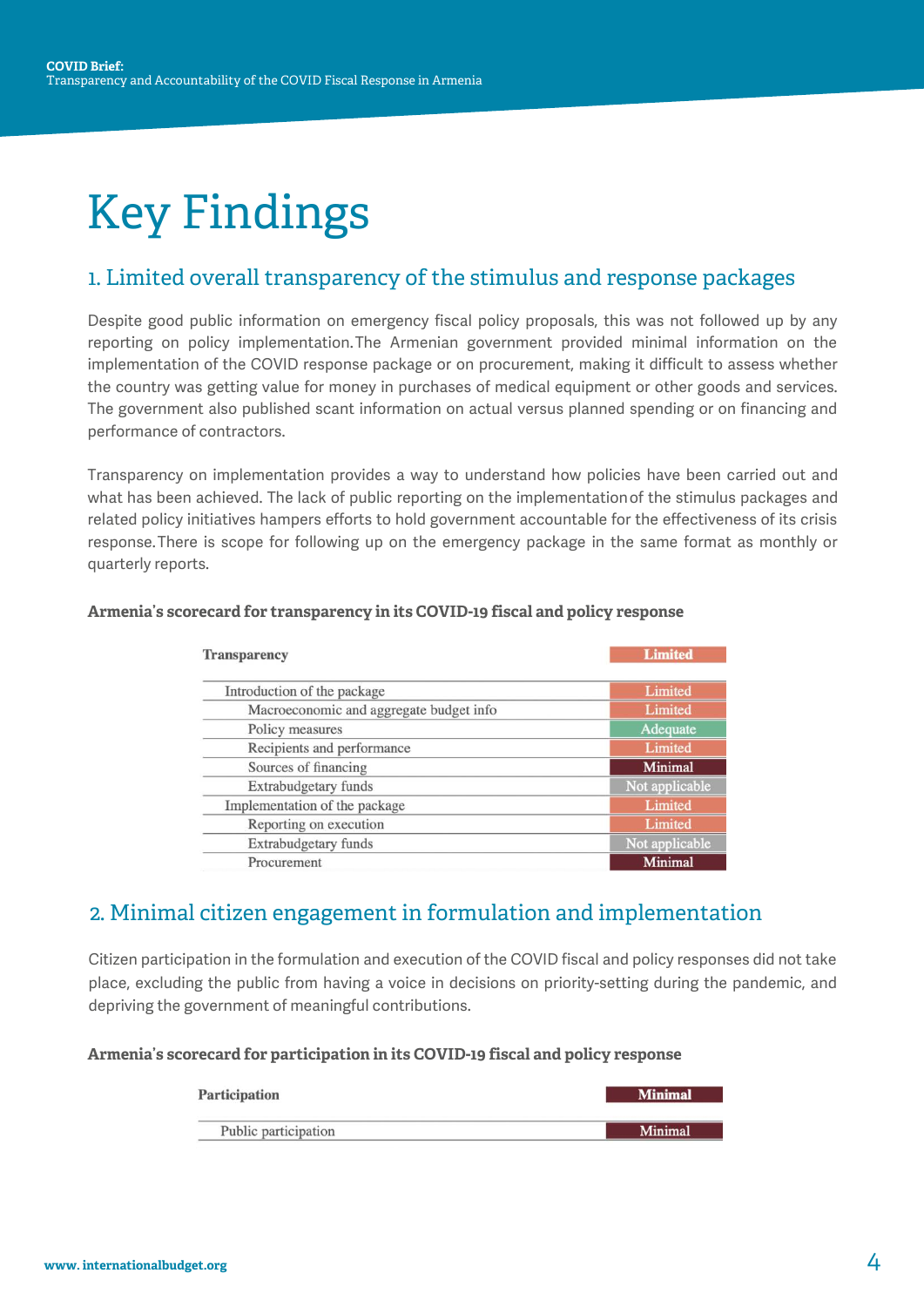# Key Findings

## 1. Limited overall transparency of the stimulus and response packages

Despite good public information on emergency fiscal policy proposals, this was not followed up by any reporting on policy implementation. The Armenian government provided minimal information on the implementation of the COVID response package or on procurement, making it difficult to assess whether the country was getting value for money in purchases of medical equipment or other goods and services. The government also published scant information on actual versus planned spending or on financing and performance of contractors.

Transparency on implementation provides a way to understand how policies have been carried out and what has been achieved. The lack of public reporting on the implementation of the stimulus packages and related policy initiatives hampers efforts to hold government accountable for the effectiveness of its crisis response. There is scope for following up on the emergency package in the same format as monthly or quarterly reports.

**Armenia's scorecard for transparency in its COVID-19 fiscal and policy response**

| **Transparency** | **Limited** |
|---|---|
| Introduction of the package | Limited |
| Macroeconomic and aggregate budget info | Limited |
| Policy measures | Adequate |
| Recipients and performance | Limited |
| Sources of financing | Minimal |
| Extrabudgetary funds | Not applicable |
| Implementation of the package | Limited |
| Reporting on execution | Limited |
| Extrabudgetary funds | Not applicable |
| Procurement | Minimal |

## 2. Minimal citizen engagement in formulation and implementation

Citizen participation in the formulation and execution of the COVID fiscal and policy responses did not take place, excluding the public from having a voice in decisions on priority-setting during the pandemic, and depriving the government of meaningful contributions.

**Armenia's scorecard for participation in its COVID-19 fiscal and policy response**

| **Participation** | **Minimal** |
|---|---|
| Public participation | Minimal |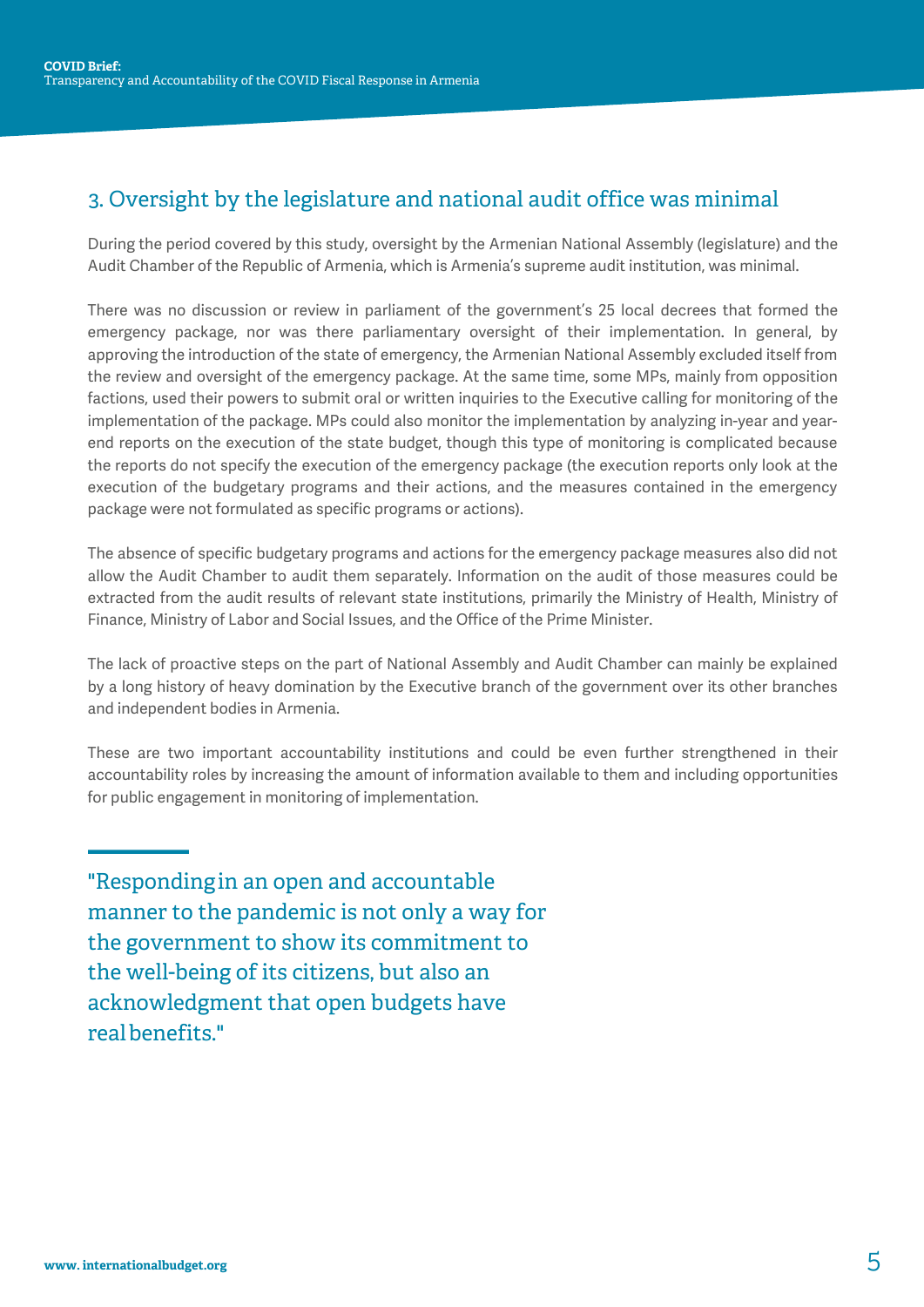## 3. Oversight by the legislature and national audit office was minimal

During the period covered by this study, oversight by the Armenian National Assembly (legislature) and the Audit Chamber of the Republic of Armenia, which is Armenia's supreme audit institution, was minimal.

There was no discussion or review in parliament of the government's 25 local decrees that formed the emergency package, nor was there parliamentary oversight of their implementation. In general, by approving the introduction of the state of emergency, the Armenian National Assembly excluded itself from the review and oversight of the emergency package. At the same time, some MPs, mainly from opposition factions, used their powers to submit oral or written inquiries to the Executive calling for monitoring of the implementation of the package. MPs could also monitor the implementation by analyzing in-year and year-end reports on the execution of the state budget, though this type of monitoring is complicated because the reports do not specify the execution of the emergency package (the execution reports only look at the execution of the budgetary programs and their actions, and the measures contained in the emergency package were not formulated as specific programs or actions).

The absence of specific budgetary programs and actions for the emergency package measures also did not allow the Audit Chamber to audit them separately. Information on the audit of those measures could be extracted from the audit results of relevant state institutions, primarily the Ministry of Health, Ministry of Finance, Ministry of Labor and Social Issues, and the Office of the Prime Minister.

The lack of proactive steps on the part of National Assembly and Audit Chamber can mainly be explained by a long history of heavy domination by the Executive branch of the government over its other branches and independent bodies in Armenia.

These are two important accountability institutions and could be even further strengthened in their accountability roles by increasing the amount of information available to them and including opportunities for public engagement in monitoring of implementation.

> "Responding in an open and accountable manner to the pandemic is not only a way for the government to show its commitment to the well-being of its citizens, but also an acknowledgment that open budgets have real benefits."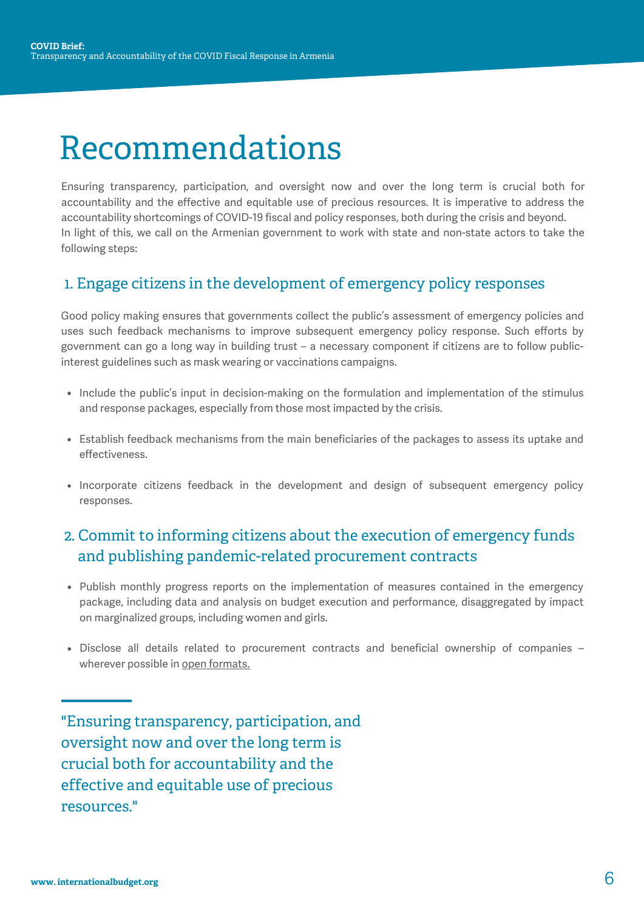# Recommendations

Ensuring transparency, participation, and oversight now and over the long term is crucial both for accountability and the effective and equitable use of precious resources. It is imperative to address the accountability shortcomings of COVID-19 fiscal and policy responses, both during the crisis and beyond.
In light of this, we call on the Armenian government to work with state and non-state actors to take the following steps:

## 1. Engage citizens in the development of emergency policy responses

Good policy making ensures that governments collect the public's assessment of emergency policies and uses such feedback mechanisms to improve subsequent emergency policy response. Such efforts by government can go a long way in building trust – a necessary component if citizens are to follow public-interest guidelines such as mask wearing or vaccinations campaigns.

- Include the public's input in decision-making on the formulation and implementation of the stimulus and response packages, especially from those most impacted by the crisis.
- Establish feedback mechanisms from the main beneficiaries of the packages to assess its uptake and effectiveness.
- Incorporate citizens feedback in the development and design of subsequent emergency policy responses.

## 2. Commit to informing citizens about the execution of emergency funds and publishing pandemic-related procurement contracts

- Publish monthly progress reports on the implementation of measures contained in the emergency package, including data and analysis on budget execution and performance, disaggregated by impact on marginalized groups, including women and girls.
- Disclose all details related to procurement contracts and beneficial ownership of companies – wherever possible in open formats.

> "Ensuring transparency, participation, and oversight now and over the long term is crucial both for accountability and the effective and equitable use of precious resources."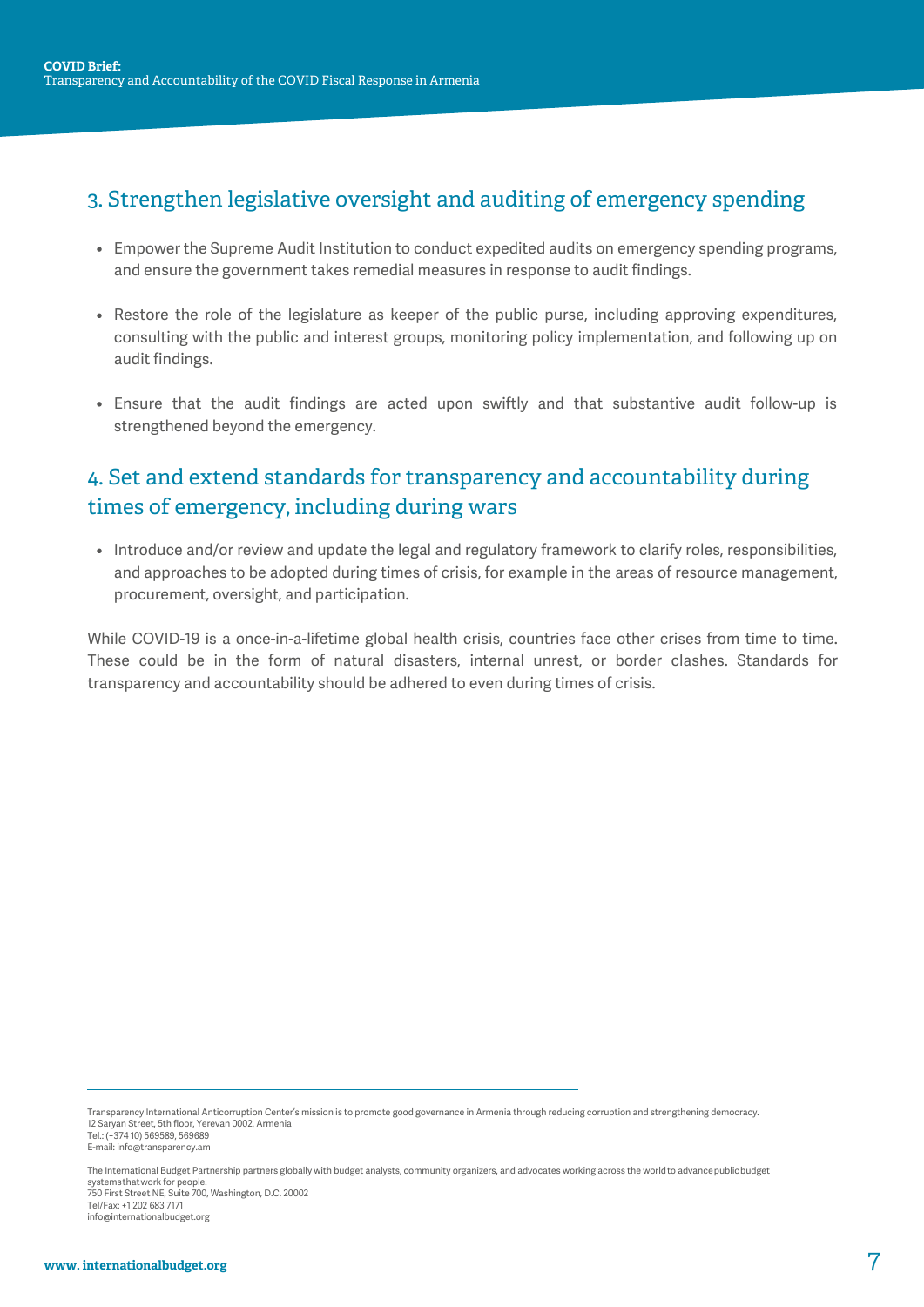## 3. Strengthen legislative oversight and auditing of emergency spending

- Empower the Supreme Audit Institution to conduct expedited audits on emergency spending programs, and ensure the government takes remedial measures in response to audit findings.
- Restore the role of the legislature as keeper of the public purse, including approving expenditures, consulting with the public and interest groups, monitoring policy implementation, and following up on audit findings.
- Ensure that the audit findings are acted upon swiftly and that substantive audit follow-up is strengthened beyond the emergency.

## 4. Set and extend standards for transparency and accountability during times of emergency, including during wars

- Introduce and/or review and update the legal and regulatory framework to clarify roles, responsibilities, and approaches to be adopted during times of crisis, for example in the areas of resource management, procurement, oversight, and participation.

While COVID-19 is a once-in-a-lifetime global health crisis, countries face other crises from time to time. These could be in the form of natural disasters, internal unrest, or border clashes. Standards for transparency and accountability should be adhered to even during times of crisis.

---

Transparency International Anticorruption Center's mission is to promote good governance in Armenia through reducing corruption and strengthening democracy.
12 Saryan Street, 5th floor, Yerevan 0002, Armenia
Tel.: (+374 10) 569589, 569689
E-mail: info@transparency.am

The International Budget Partnership partners globally with budget analysts, community organizers, and advocates working across the world to advance public budget systems that work for people.
750 First Street NE, Suite 700, Washington, D.C. 20002
Tel/Fax: +1 202 683 7171
info@internationalbudget.org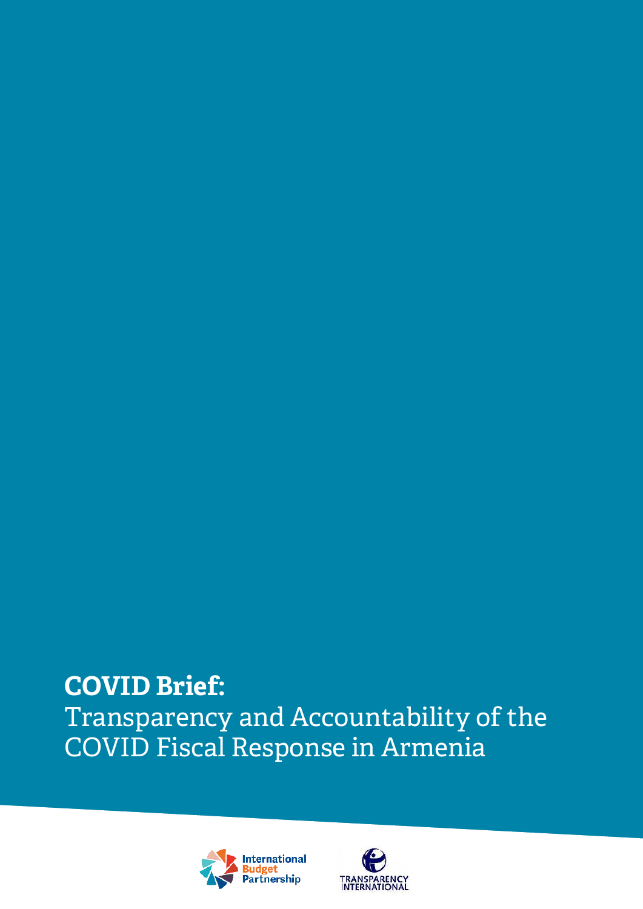**COVID Brief:**
Transparency and Accountability of the COVID Fiscal Response in Armenia

International Budget Partnership

TRANSPARENCY INTERNATIONAL